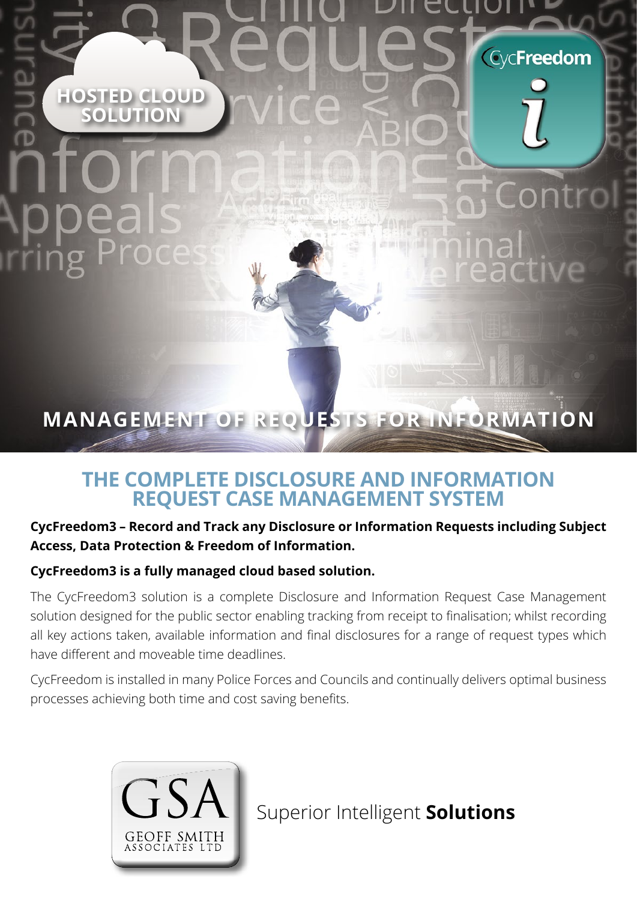HOSTED CLOUD SOLUTION

CycFreedom

# MANAGEMENT OF REQUESTS FOR INFORMATION

## THE COMPLETE DISCLOSURE AND INFORMATION REQUEST CASE MANAGEMENT SYSTEM

**CycFreedom3 – Record and Track any Disclosure or Information Requests including Subject Access, Data Protection & Freedom of Information.**

**CycFreedom3 is a fully managed cloud based solution.**

The CycFreedom3 solution is a complete Disclosure and Information Request Case Management solution designed for the public sector enabling tracking from receipt to finalisation; whilst recording all key actions taken, available information and final disclosures for a range of request types which have different and moveable time deadlines.

CycFreedom is installed in many Police Forces and Councils and continually delivers optimal business processes achieving both time and cost saving benefits.

GSA
GEOFF SMITH ASSOCIATES LTD

Superior Intelligent **Solutions**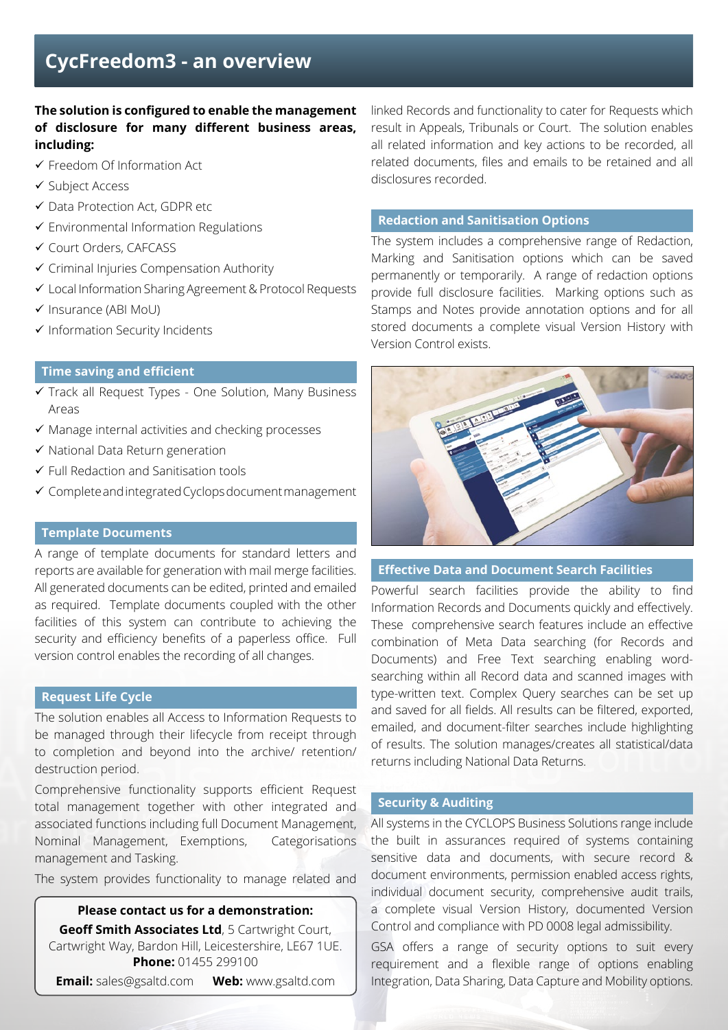# CycFreedom3 - an overview

**The solution is configured to enable the management of disclosure for many different business areas, including:**

- ✓ Freedom Of Information Act
- ✓ Subject Access
- ✓ Data Protection Act, GDPR etc
- ✓ Environmental Information Regulations
- ✓ Court Orders, CAFCASS
- ✓ Criminal Injuries Compensation Authority
- ✓ Local Information Sharing Agreement & Protocol Requests
- ✓ Insurance (ABI MoU)
- ✓ Information Security Incidents

## Time saving and efficient

- ✓ Track all Request Types - One Solution, Many Business Areas
- ✓ Manage internal activities and checking processes
- ✓ National Data Return generation
- ✓ Full Redaction and Sanitisation tools
- ✓ Complete and integrated Cyclops document management

## Template Documents

A range of template documents for standard letters and reports are available for generation with mail merge facilities. All generated documents can be edited, printed and emailed as required. Template documents coupled with the other facilities of this system can contribute to achieving the security and efficiency benefits of a paperless office. Full version control enables the recording of all changes.

## Request Life Cycle

The solution enables all Access to Information Requests to be managed through their lifecycle from receipt through to completion and beyond into the archive/ retention/ destruction period.

Comprehensive functionality supports efficient Request total management together with other integrated and associated functions including full Document Management, Nominal Management, Exemptions, Categorisations management and Tasking.

The system provides functionality to manage related and linked Records and functionality to cater for Requests which result in Appeals, Tribunals or Court. The solution enables all related information and key actions to be recorded, all related documents, files and emails to be retained and all disclosures recorded.

**Please contact us for a demonstration:**
**Geoff Smith Associates Ltd**, 5 Cartwright Court, Cartwright Way, Bardon Hill, Leicestershire, LE67 1UE.
**Phone:** 01455 299100
**Email:** sales@gsaltd.com **Web:** www.gsaltd.com

## Redaction and Sanitisation Options

The system includes a comprehensive range of Redaction, Marking and Sanitisation options which can be saved permanently or temporarily. A range of redaction options provide full disclosure facilities. Marking options such as Stamps and Notes provide annotation options and for all stored documents a complete visual Version History with Version Control exists.

## Effective Data and Document Search Facilities

Powerful search facilities provide the ability to find Information Records and Documents quickly and effectively. These comprehensive search features include an effective combination of Meta Data searching (for Records and Documents) and Free Text searching enabling word-searching within all Record data and scanned images with type-written text. Complex Query searches can be set up and saved for all fields. All results can be filtered, exported, emailed, and document-filter searches include highlighting of results. The solution manages/creates all statistical/data returns including National Data Returns.

## Security & Auditing

All systems in the CYCLOPS Business Solutions range include the built in assurances required of systems containing sensitive data and documents, with secure record & document environments, permission enabled access rights, individual document security, comprehensive audit trails, a complete visual Version History, documented Version Control and compliance with PD 0008 legal admissibility.

GSA offers a range of security options to suit every requirement and a flexible range of options enabling Integration, Data Sharing, Data Capture and Mobility options.